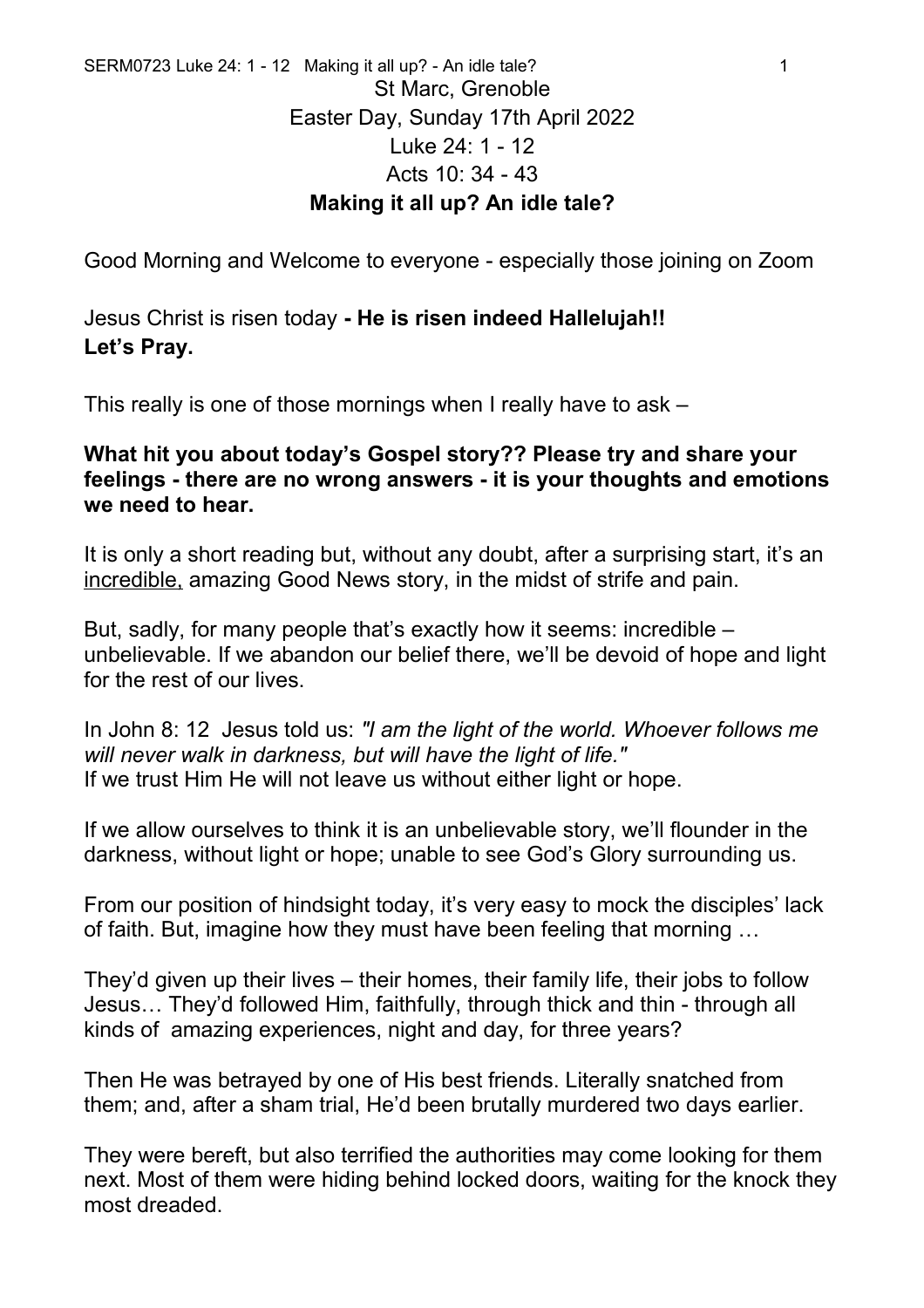St Marc, Grenoble
Easter Day, Sunday 17th April 2022
Luke 24: 1 - 12
Acts 10: 34 - 43
**Making it all up? An idle tale?**

Good Morning and Welcome to everyone - especially those joining on Zoom

Jesus Christ is risen today **- He is risen indeed Hallelujah!!**
**Let's Pray.**

This really is one of those mornings when I really have to ask –

**What hit you about today's Gospel story?? Please try and share your feelings - there are no wrong answers - it is your thoughts and emotions we need to hear.**

It is only a short reading but, without any doubt, after a surprising start, it's an incredible, amazing Good News story, in the midst of strife and pain.

But, sadly, for many people that's exactly how it seems: incredible – unbelievable. If we abandon our belief there, we'll be devoid of hope and light for the rest of our lives.

In John 8: 12 Jesus told us: *"I am the light of the world. Whoever follows me will never walk in darkness, but will have the light of life."*
If we trust Him He will not leave us without either light or hope.

If we allow ourselves to think it is an unbelievable story, we'll flounder in the darkness, without light or hope; unable to see God's Glory surrounding us.

From our position of hindsight today, it's very easy to mock the disciples' lack of faith. But, imagine how they must have been feeling that morning …

They'd given up their lives – their homes, their family life, their jobs to follow Jesus… They'd followed Him, faithfully, through thick and thin - through all kinds of amazing experiences, night and day, for three years?

Then He was betrayed by one of His best friends. Literally snatched from them; and, after a sham trial, He'd been brutally murdered two days earlier.

They were bereft, but also terrified the authorities may come looking for them next. Most of them were hiding behind locked doors, waiting for the knock they most dreaded.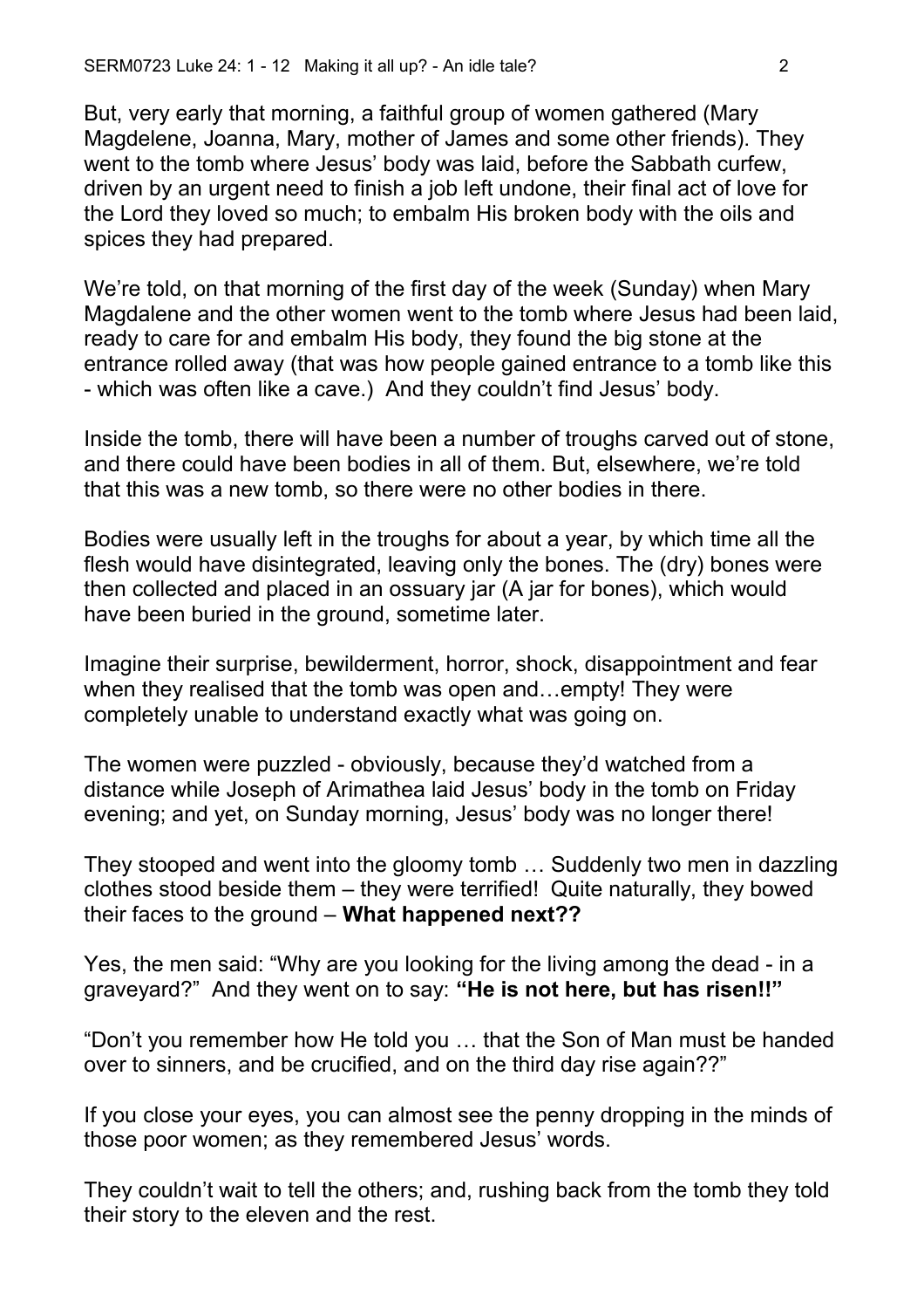But, very early that morning, a faithful group of women gathered (Mary Magdelene, Joanna, Mary, mother of James and some other friends). They went to the tomb where Jesus' body was laid, before the Sabbath curfew, driven by an urgent need to finish a job left undone, their final act of love for the Lord they loved so much; to embalm His broken body with the oils and spices they had prepared.

We're told, on that morning of the first day of the week (Sunday) when Mary Magdalene and the other women went to the tomb where Jesus had been laid, ready to care for and embalm His body, they found the big stone at the entrance rolled away (that was how people gained entrance to a tomb like this - which was often like a cave.) And they couldn't find Jesus' body.

Inside the tomb, there will have been a number of troughs carved out of stone, and there could have been bodies in all of them. But, elsewhere, we're told that this was a new tomb, so there were no other bodies in there.

Bodies were usually left in the troughs for about a year, by which time all the flesh would have disintegrated, leaving only the bones. The (dry) bones were then collected and placed in an ossuary jar (A jar for bones), which would have been buried in the ground, sometime later.

Imagine their surprise, bewilderment, horror, shock, disappointment and fear when they realised that the tomb was open and…empty! They were completely unable to understand exactly what was going on.

The women were puzzled - obviously, because they'd watched from a distance while Joseph of Arimathea laid Jesus' body in the tomb on Friday evening; and yet, on Sunday morning, Jesus' body was no longer there!

They stooped and went into the gloomy tomb … Suddenly two men in dazzling clothes stood beside them – they were terrified! Quite naturally, they bowed their faces to the ground – **What happened next??**

Yes, the men said: "Why are you looking for the living among the dead - in a graveyard?" And they went on to say: **"He is not here, but has risen!!"**

"Don't you remember how He told you … that the Son of Man must be handed over to sinners, and be crucified, and on the third day rise again??"

If you close your eyes, you can almost see the penny dropping in the minds of those poor women; as they remembered Jesus' words.

They couldn't wait to tell the others; and, rushing back from the tomb they told their story to the eleven and the rest.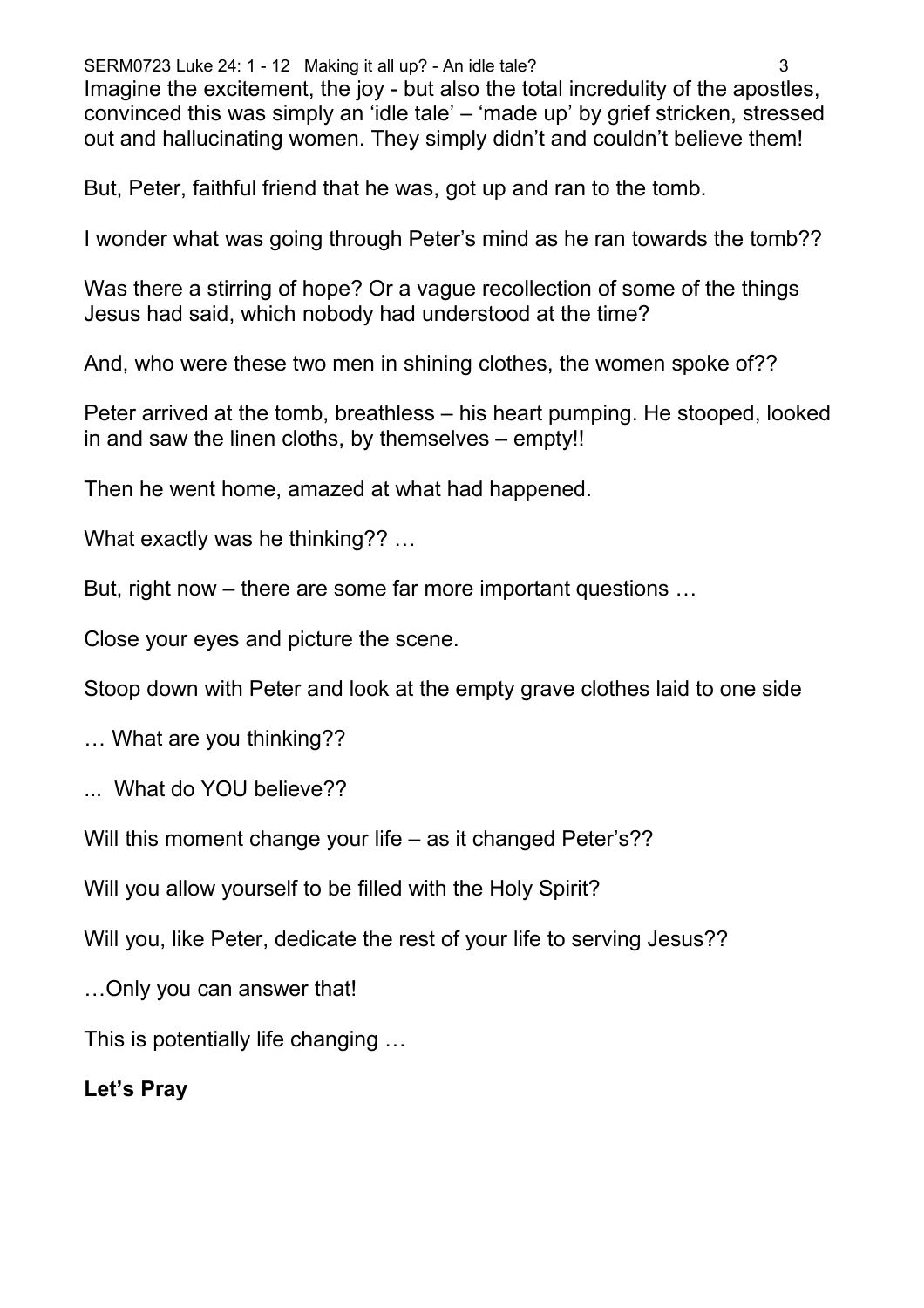Imagine the excitement, the joy - but also the total incredulity of the apostles, convinced this was simply an 'idle tale' – 'made up' by grief stricken, stressed out and hallucinating women. They simply didn't and couldn't believe them!

But, Peter, faithful friend that he was, got up and ran to the tomb.

I wonder what was going through Peter's mind as he ran towards the tomb??

Was there a stirring of hope? Or a vague recollection of some of the things Jesus had said, which nobody had understood at the time?

And, who were these two men in shining clothes, the women spoke of??

Peter arrived at the tomb, breathless – his heart pumping. He stooped, looked in and saw the linen cloths, by themselves – empty!!

Then he went home, amazed at what had happened.

What exactly was he thinking?? …

But, right now – there are some far more important questions …

Close your eyes and picture the scene.

Stoop down with Peter and look at the empty grave clothes laid to one side

… What are you thinking??

... What do YOU believe??

Will this moment change your life – as it changed Peter's??

Will you allow yourself to be filled with the Holy Spirit?

Will you, like Peter, dedicate the rest of your life to serving Jesus??

…Only you can answer that!

This is potentially life changing …

**Let's Pray**